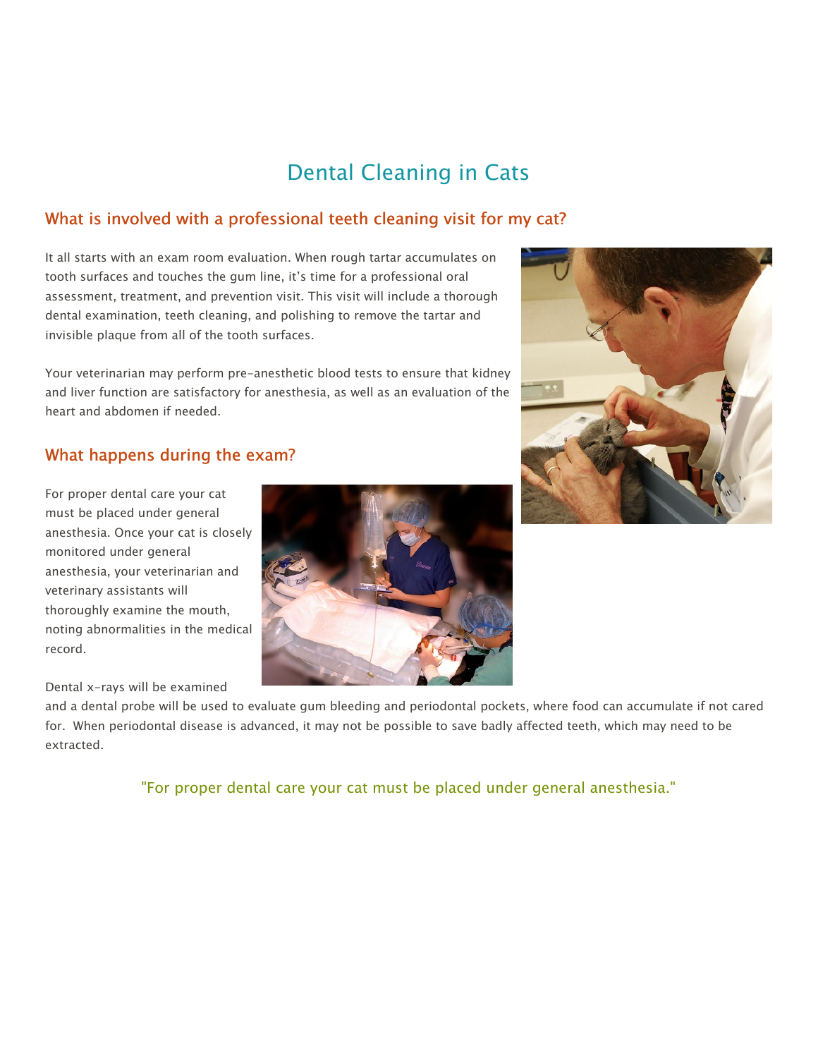# Dental Cleaning in Cats

## What is involved with a professional teeth cleaning visit for my cat?

It all starts with an exam room evaluation. When rough tartar accumulates on tooth surfaces and touches the gum line, it's time for a professional oral assessment, treatment, and prevention visit. This visit will include a thorough dental examination, teeth cleaning, and polishing to remove the tartar and invisible plaque from all of the tooth surfaces.

Your veterinarian may perform pre-anesthetic blood tests to ensure that kidney and liver function are satisfactory for anesthesia, as well as an evaluation of the heart and abdomen if needed.

## What happens during the exam?

For proper dental care your cat must be placed under general anesthesia. Once your cat is closely monitored under general anesthesia, your veterinarian and veterinary assistants will thoroughly examine the mouth, noting abnormalities in the medical record.

Dental x-rays will be examined and a dental probe will be used to evaluate gum bleeding and periodontal pockets, where food can accumulate if not cared for. When periodontal disease is advanced, it may not be possible to save badly affected teeth, which may need to be extracted.

"For proper dental care your cat must be placed under general anesthesia."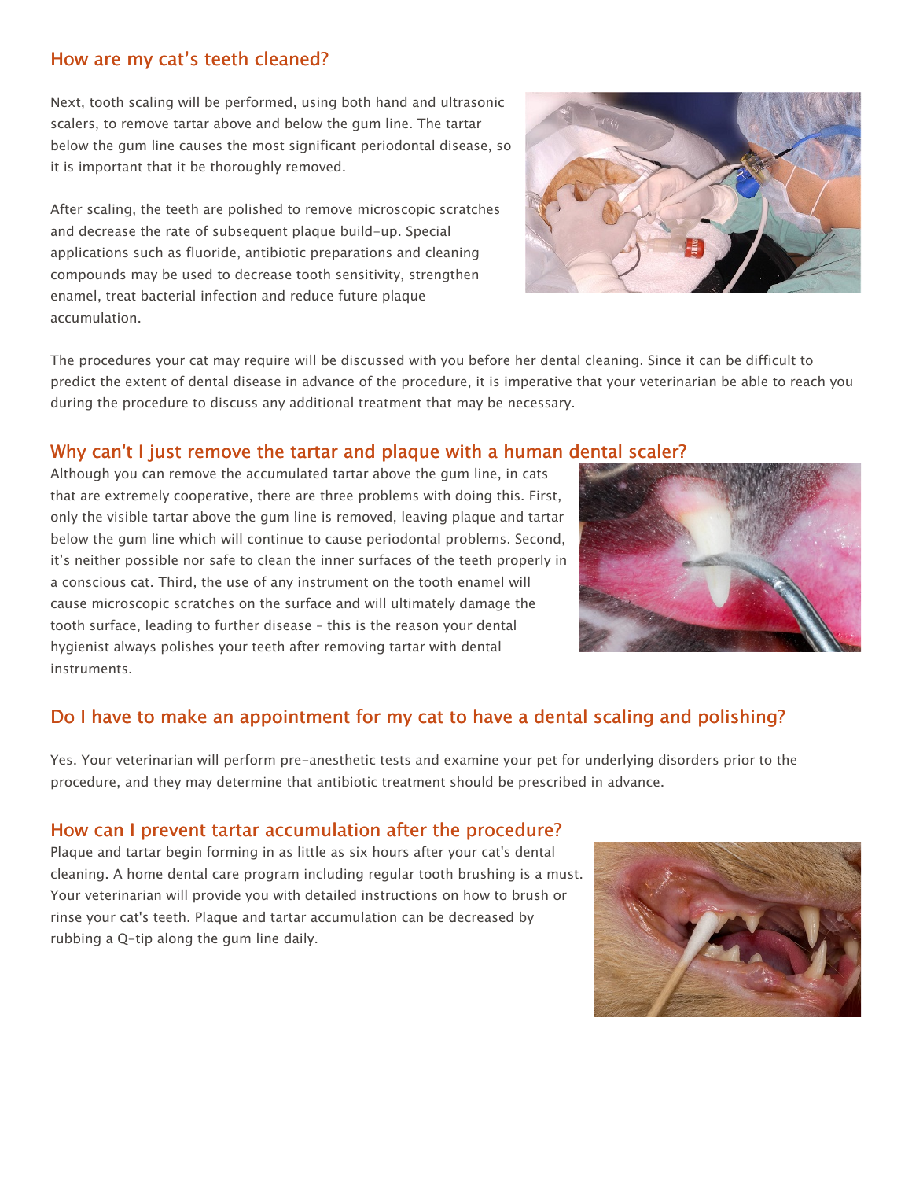## How are my cat's teeth cleaned?

Next, tooth scaling will be performed, using both hand and ultrasonic scalers, to remove tartar above and below the gum line. The tartar below the gum line causes the most significant periodontal disease, so it is important that it be thoroughly removed.

After scaling, the teeth are polished to remove microscopic scratches and decrease the rate of subsequent plaque build-up. Special applications such as fluoride, antibiotic preparations and cleaning compounds may be used to decrease tooth sensitivity, strengthen enamel, treat bacterial infection and reduce future plaque accumulation.

The procedures your cat may require will be discussed with you before her dental cleaning. Since it can be difficult to predict the extent of dental disease in advance of the procedure, it is imperative that your veterinarian be able to reach you during the procedure to discuss any additional treatment that may be necessary.

## Why can't I just remove the tartar and plaque with a human dental scaler?

Although you can remove the accumulated tartar above the gum line, in cats that are extremely cooperative, there are three problems with doing this. First, only the visible tartar above the gum line is removed, leaving plaque and tartar below the gum line which will continue to cause periodontal problems. Second, it's neither possible nor safe to clean the inner surfaces of the teeth properly in a conscious cat. Third, the use of any instrument on the tooth enamel will cause microscopic scratches on the surface and will ultimately damage the tooth surface, leading to further disease - this is the reason your dental hygienist always polishes your teeth after removing tartar with dental instruments.

## Do I have to make an appointment for my cat to have a dental scaling and polishing?

Yes. Your veterinarian will perform pre-anesthetic tests and examine your pet for underlying disorders prior to the procedure, and they may determine that antibiotic treatment should be prescribed in advance.

## How can I prevent tartar accumulation after the procedure?

Plaque and tartar begin forming in as little as six hours after your cat's dental cleaning. A home dental care program including regular tooth brushing is a must. Your veterinarian will provide you with detailed instructions on how to brush or rinse your cat's teeth. Plaque and tartar accumulation can be decreased by rubbing a Q-tip along the gum line daily.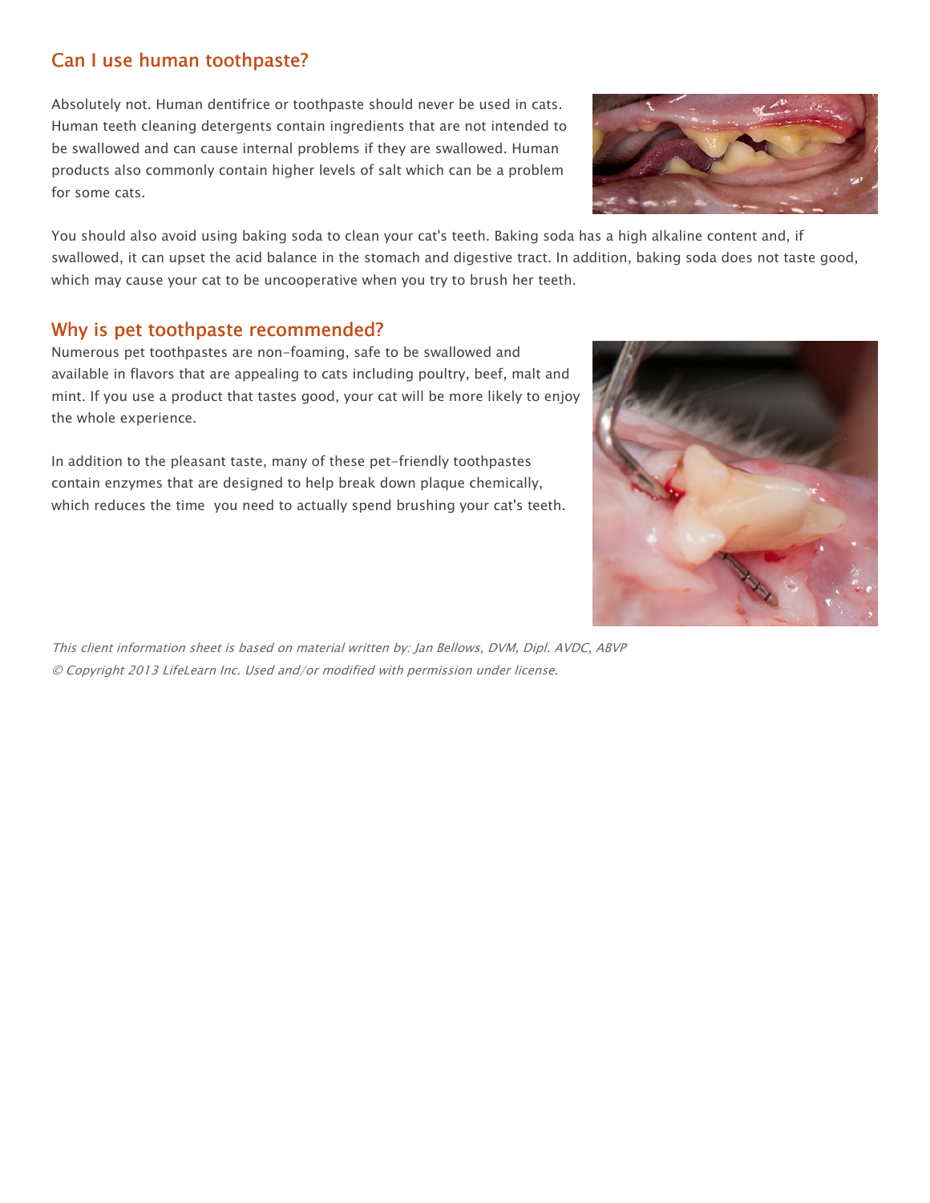## Can I use human toothpaste?

Absolutely not. Human dentifrice or toothpaste should never be used in cats. Human teeth cleaning detergents contain ingredients that are not intended to be swallowed and can cause internal problems if they are swallowed. Human products also commonly contain higher levels of salt which can be a problem for some cats.

You should also avoid using baking soda to clean your cat's teeth. Baking soda has a high alkaline content and, if swallowed, it can upset the acid balance in the stomach and digestive tract. In addition, baking soda does not taste good, which may cause your cat to be uncooperative when you try to brush her teeth.

## Why is pet toothpaste recommended?

Numerous pet toothpastes are non-foaming, safe to be swallowed and available in flavors that are appealing to cats including poultry, beef, malt and mint. If you use a product that tastes good, your cat will be more likely to enjoy the whole experience.

In addition to the pleasant taste, many of these pet-friendly toothpastes contain enzymes that are designed to help break down plaque chemically, which reduces the time you need to actually spend brushing your cat's teeth.

*This client information sheet is based on material written by: Jan Bellows, DVM, Dipl. AVDC, ABVP*

*© Copyright 2013 LifeLearn Inc. Used and/or modified with permission under license.*